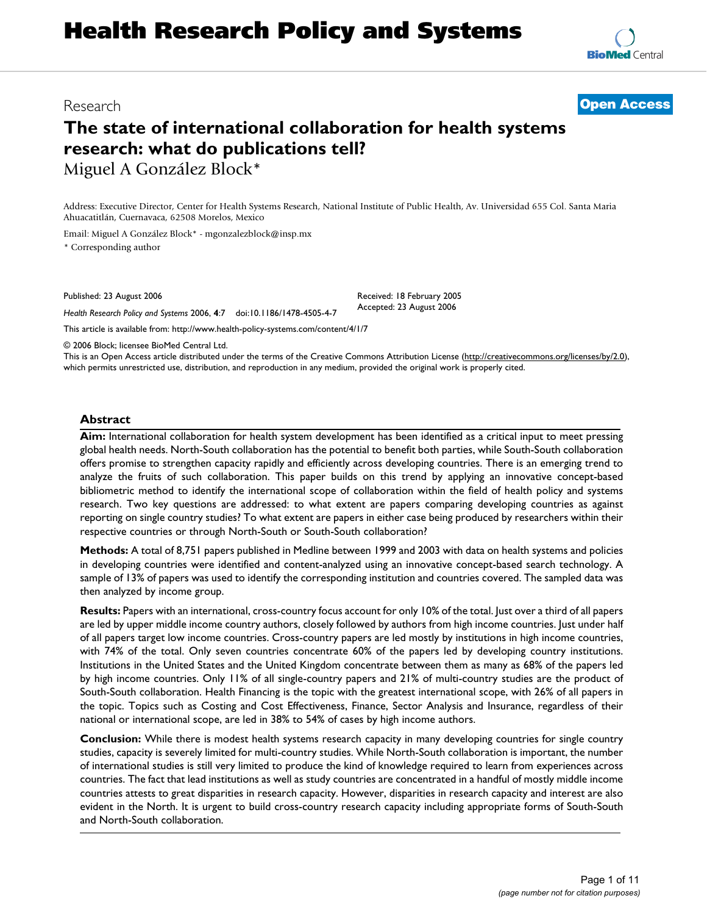Research

**Open Access**

# The state of international collaboration for health systems research: what do publications tell?

Miguel A González Block*

Address: Executive Director, Center for Health Systems Research, National Institute of Public Health, Av. Universidad 655 Col. Santa Maria Ahuacatitlán, Cuernavaca, 62508 Morelos, Mexico

Email: Miguel A González Block* - mgonzalezblock@insp.mx

\* Corresponding author

Published: 23 August 2006

*Health Research Policy and Systems* 2006, **4**:7 doi:10.1186/1478-4505-4-7

Received: 18 February 2005

Accepted: 23 August 2006

This article is available from: http://www.health-policy-systems.com/content/4/1/7

© 2006 Block; licensee BioMed Central Ltd.

This is an Open Access article distributed under the terms of the Creative Commons Attribution License (http://creativecommons.org/licenses/by/2.0), which permits unrestricted use, distribution, and reproduction in any medium, provided the original work is properly cited.

## Abstract

**Aim:** International collaboration for health system development has been identified as a critical input to meet pressing global health needs. North-South collaboration has the potential to benefit both parties, while South-South collaboration offers promise to strengthen capacity rapidly and efficiently across developing countries. There is an emerging trend to analyze the fruits of such collaboration. This paper builds on this trend by applying an innovative concept-based bibliometric method to identify the international scope of collaboration within the field of health policy and systems research. Two key questions are addressed: to what extent are papers comparing developing countries as against reporting on single country studies? To what extent are papers in either case being produced by researchers within their respective countries or through North-South or South-South collaboration?

**Methods:** A total of 8,751 papers published in Medline between 1999 and 2003 with data on health systems and policies in developing countries were identified and content-analyzed using an innovative concept-based search technology. A sample of 13% of papers was used to identify the corresponding institution and countries covered. The sampled data was then analyzed by income group.

**Results:** Papers with an international, cross-country focus account for only 10% of the total. Just over a third of all papers are led by upper middle income country authors, closely followed by authors from high income countries. Just under half of all papers target low income countries. Cross-country papers are led mostly by institutions in high income countries, with 74% of the total. Only seven countries concentrate 60% of the papers led by developing country institutions. Institutions in the United States and the United Kingdom concentrate between them as many as 68% of the papers led by high income countries. Only 11% of all single-country papers and 21% of multi-country studies are the product of South-South collaboration. Health Financing is the topic with the greatest international scope, with 26% of all papers in the topic. Topics such as Costing and Cost Effectiveness, Finance, Sector Analysis and Insurance, regardless of their national or international scope, are led in 38% to 54% of cases by high income authors.

**Conclusion:** While there is modest health systems research capacity in many developing countries for single country studies, capacity is severely limited for multi-country studies. While North-South collaboration is important, the number of international studies is still very limited to produce the kind of knowledge required to learn from experiences across countries. The fact that lead institutions as well as study countries are concentrated in a handful of mostly middle income countries attests to great disparities in research capacity. However, disparities in research capacity and interest are also evident in the North. It is urgent to build cross-country research capacity including appropriate forms of South-South and North-South collaboration.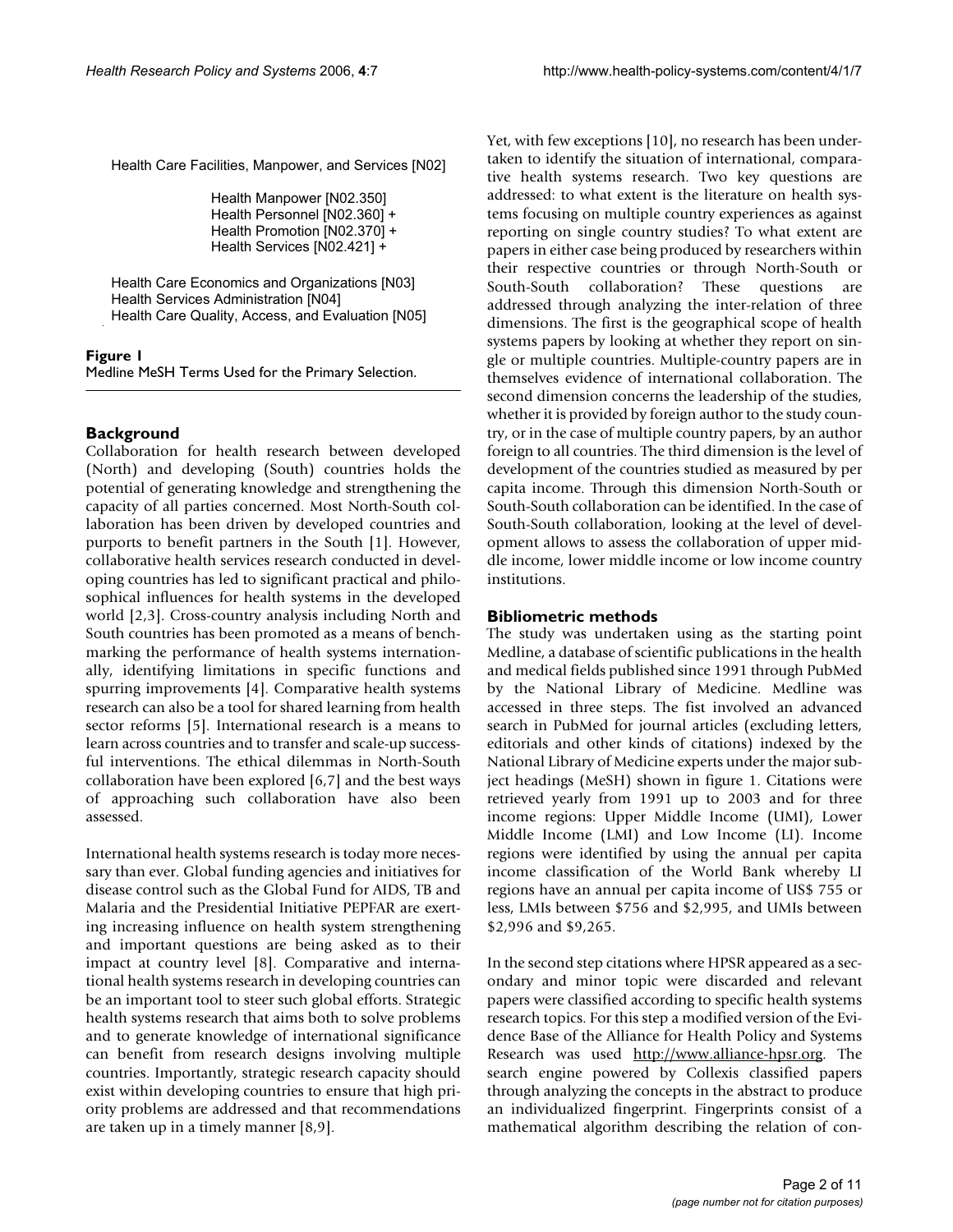Health Care Facilities, Manpower, and Services [N02]

Health Manpower [N02.350]
Health Personnel [N02.360] +
Health Promotion [N02.370] +
Health Services [N02.421] +

Health Care Economics and Organizations [N03]
Health Services Administration [N04]
Health Care Quality, Access, and Evaluation [N05]

**Figure 1**
Medline MeSH Terms Used for the Primary Selection.

## Background

Collaboration for health research between developed (North) and developing (South) countries holds the potential of generating knowledge and strengthening the capacity of all parties concerned. Most North-South collaboration has been driven by developed countries and purports to benefit partners in the South [1]. However, collaborative health services research conducted in developing countries has led to significant practical and philosophical influences for health systems in the developed world [2,3]. Cross-country analysis including North and South countries has been promoted as a means of benchmarking the performance of health systems internationally, identifying limitations in specific functions and spurring improvements [4]. Comparative health systems research can also be a tool for shared learning from health sector reforms [5]. International research is a means to learn across countries and to transfer and scale-up successful interventions. The ethical dilemmas in North-South collaboration have been explored [6,7] and the best ways of approaching such collaboration have also been assessed.

International health systems research is today more necessary than ever. Global funding agencies and initiatives for disease control such as the Global Fund for AIDS, TB and Malaria and the Presidential Initiative PEPFAR are exerting increasing influence on health system strengthening and important questions are being asked as to their impact at country level [8]. Comparative and international health systems research in developing countries can be an important tool to steer such global efforts. Strategic health systems research that aims both to solve problems and to generate knowledge of international significance can benefit from research designs involving multiple countries. Importantly, strategic research capacity should exist within developing countries to ensure that high priority problems are addressed and that recommendations are taken up in a timely manner [8,9].

Yet, with few exceptions [10], no research has been undertaken to identify the situation of international, comparative health systems research. Two key questions are addressed: to what extent is the literature on health systems focusing on multiple country experiences as against reporting on single country studies? To what extent are papers in either case being produced by researchers within their respective countries or through North-South or South-South collaboration? These questions are addressed through analyzing the inter-relation of three dimensions. The first is the geographical scope of health systems papers by looking at whether they report on single or multiple countries. Multiple-country papers are in themselves evidence of international collaboration. The second dimension concerns the leadership of the studies, whether it is provided by foreign author to the study country, or in the case of multiple country papers, by an author foreign to all countries. The third dimension is the level of development of the countries studied as measured by per capita income. Through this dimension North-South or South-South collaboration can be identified. In the case of South-South collaboration, looking at the level of development allows to assess the collaboration of upper middle income, lower middle income or low income country institutions.

## Bibliometric methods

The study was undertaken using as the starting point Medline, a database of scientific publications in the health and medical fields published since 1991 through PubMed by the National Library of Medicine. Medline was accessed in three steps. The fist involved an advanced search in PubMed for journal articles (excluding letters, editorials and other kinds of citations) indexed by the National Library of Medicine experts under the major subject headings (MeSH) shown in figure 1. Citations were retrieved yearly from 1991 up to 2003 and for three income regions: Upper Middle Income (UMI), Lower Middle Income (LMI) and Low Income (LI). Income regions were identified by using the annual per capita income classification of the World Bank whereby LI regions have an annual per capita income of US$ 755 or less, LMIs between $756 and $2,995, and UMIs between $2,996 and $9,265.

In the second step citations where HPSR appeared as a secondary and minor topic were discarded and relevant papers were classified according to specific health systems research topics. For this step a modified version of the Evidence Base of the Alliance for Health Policy and Systems Research was used http://www.alliance-hpsr.org. The search engine powered by Collexis classified papers through analyzing the concepts in the abstract to produce an individualized fingerprint. Fingerprints consist of a mathematical algorithm describing the relation of con-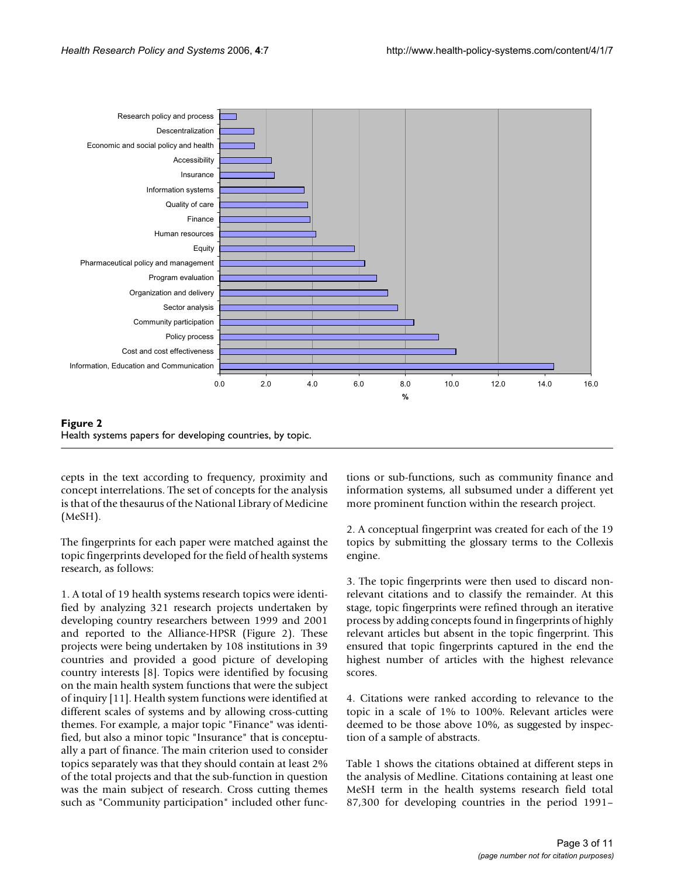**Figure 2**
Health systems papers for developing countries, by topic.

cepts in the text according to frequency, proximity and concept interrelations. The set of concepts for the analysis is that of the thesaurus of the National Library of Medicine (MeSH).

The fingerprints for each paper were matched against the topic fingerprints developed for the field of health systems research, as follows:

1. A total of 19 health systems research topics were identified by analyzing 321 research projects undertaken by developing country researchers between 1999 and 2001 and reported to the Alliance-HPSR (Figure 2). These projects were being undertaken by 108 institutions in 39 countries and provided a good picture of developing country interests [8]. Topics were identified by focusing on the main health system functions that were the subject of inquiry [11]. Health system functions were identified at different scales of systems and by allowing cross-cutting themes. For example, a major topic "Finance" was identified, but also a minor topic "Insurance" that is conceptually a part of finance. The main criterion used to consider topics separately was that they should contain at least 2% of the total projects and that the sub-function in question was the main subject of research. Cross cutting themes such as "Community participation" included other functions or sub-functions, such as community finance and information systems, all subsumed under a different yet more prominent function within the research project.

2. A conceptual fingerprint was created for each of the 19 topics by submitting the glossary terms to the Collexis engine.

3. The topic fingerprints were then used to discard nonrelevant citations and to classify the remainder. At this stage, topic fingerprints were refined through an iterative process by adding concepts found in fingerprints of highly relevant articles but absent in the topic fingerprint. This ensured that topic fingerprints captured in the end the highest number of articles with the highest relevance scores.

4. Citations were ranked according to relevance to the topic in a scale of 1% to 100%. Relevant articles were deemed to be those above 10%, as suggested by inspection of a sample of abstracts.

Table 1 shows the citations obtained at different steps in the analysis of Medline. Citations containing at least one MeSH term in the health systems research field total 87,300 for developing countries in the period 1991–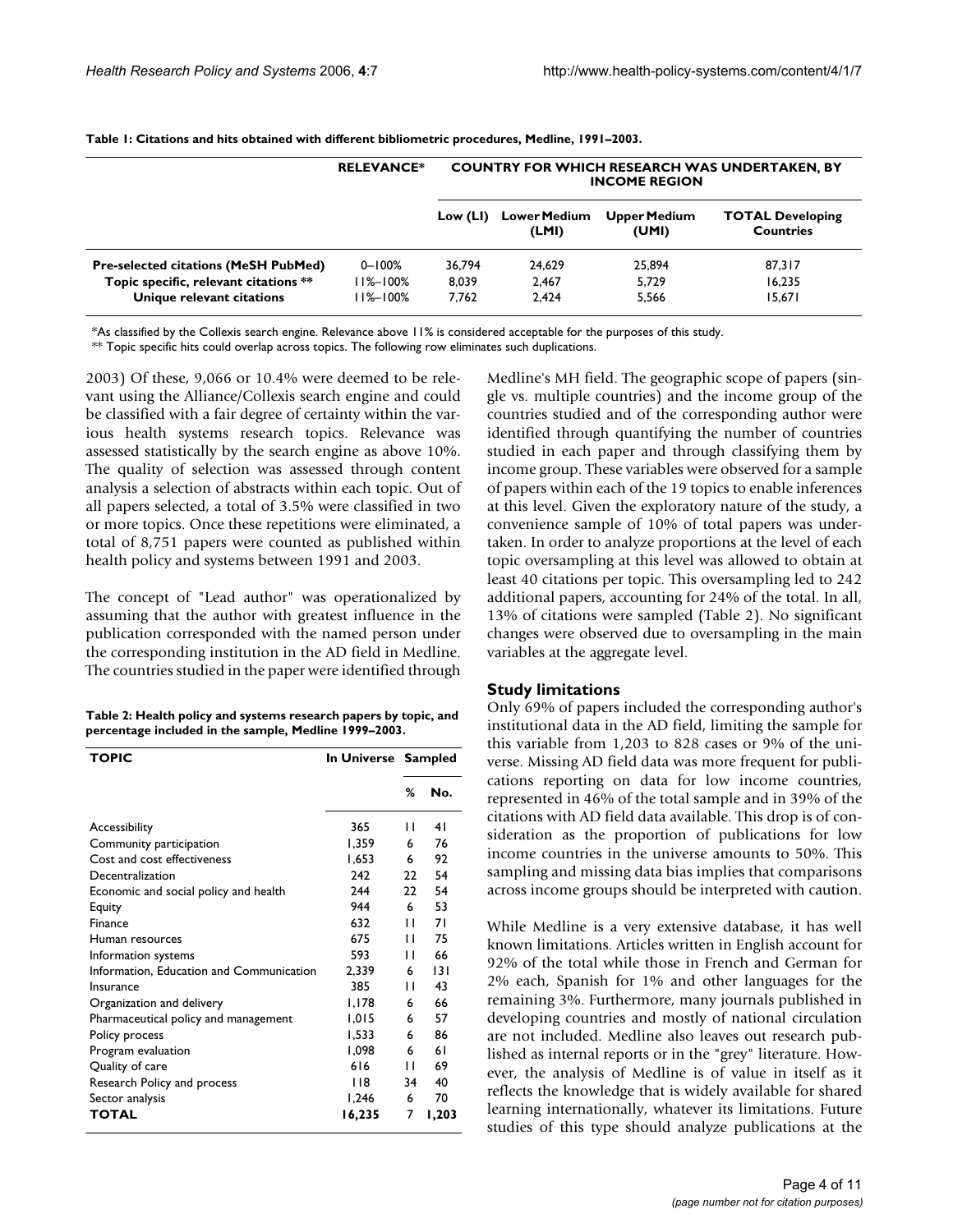**Table 1: Citations and hits obtained with different bibliometric procedures, Medline, 1991–2003.**

| | RELEVANCE* | COUNTRY FOR WHICH RESEARCH WAS UNDERTAKEN, BY INCOME REGION | | | |
|---|---|---|---|---|---|
| | | Low (LI) | Lower Medium (LMI) | Upper Medium (UMI) | TOTAL Developing Countries |
| **Pre-selected citations (MeSH PubMed)** | 0–100% | 36,794 | 24,629 | 25,894 | 87,317 |
| **Topic specific, relevant citations** ** | 11%–100% | 8,039 | 2,467 | 5,729 | 16,235 |
| **Unique relevant citations** | 11%–100% | 7,762 | 2,424 | 5,566 | 15,671 |

*As classified by the Collexis search engine. Relevance above 11% is considered acceptable for the purposes of this study.

** Topic specific hits could overlap across topics. The following row eliminates such duplications.

2003) Of these, 9,066 or 10.4% were deemed to be relevant using the Alliance/Collexis search engine and could be classified with a fair degree of certainty within the various health systems research topics. Relevance was assessed statistically by the search engine as above 10%. The quality of selection was assessed through content analysis a selection of abstracts within each topic. Out of all papers selected, a total of 3.5% were classified in two or more topics. Once these repetitions were eliminated, a total of 8,751 papers were counted as published within health policy and systems between 1991 and 2003.

The concept of "Lead author" was operationalized by assuming that the author with greatest influence in the publication corresponded with the named person under the corresponding institution in the AD field in Medline. The countries studied in the paper were identified through Medline's MH field. The geographic scope of papers (single vs. multiple countries) and the income group of the countries studied and of the corresponding author were identified through quantifying the number of countries studied in each paper and through classifying them by income group. These variables were observed for a sample of papers within each of the 19 topics to enable inferences at this level. Given the exploratory nature of the study, a convenience sample of 10% of total papers was undertaken. In order to analyze proportions at the level of each topic oversampling at this level was allowed to obtain at least 40 citations per topic. This oversampling led to 242 additional papers, accounting for 24% of the total. In all, 13% of citations were sampled (Table 2). No significant changes were observed due to oversampling in the main variables at the aggregate level.

**Table 2: Health policy and systems research papers by topic, and percentage included in the sample, Medline 1999–2003.**

| TOPIC | In Universe | Sampled | |
|---|---|---|---|
| | | % | No. |
| Accessibility | 365 | 11 | 41 |
| Community participation | 1,359 | 6 | 76 |
| Cost and cost effectiveness | 1,653 | 6 | 92 |
| Decentralization | 242 | 22 | 54 |
| Economic and social policy and health | 244 | 22 | 54 |
| Equity | 944 | 6 | 53 |
| Finance | 632 | 11 | 71 |
| Human resources | 675 | 11 | 75 |
| Information systems | 593 | 11 | 66 |
| Information, Education and Communication | 2,339 | 6 | 131 |
| Insurance | 385 | 11 | 43 |
| Organization and delivery | 1,178 | 6 | 66 |
| Pharmaceutical policy and management | 1,015 | 6 | 57 |
| Policy process | 1,533 | 6 | 86 |
| Program evaluation | 1,098 | 6 | 61 |
| Quality of care | 616 | 11 | 69 |
| Research Policy and process | 118 | 34 | 40 |
| Sector analysis | 1,246 | 6 | 70 |
| **TOTAL** | **16,235** | **7** | **1,203** |

## Study limitations

Only 69% of papers included the corresponding author's institutional data in the AD field, limiting the sample for this variable from 1,203 to 828 cases or 9% of the universe. Missing AD field data was more frequent for publications reporting on data for low income countries, represented in 46% of the total sample and in 39% of the citations with AD field data available. This drop is of consideration as the proportion of publications for low income countries in the universe amounts to 50%. This sampling and missing data bias implies that comparisons across income groups should be interpreted with caution.

While Medline is a very extensive database, it has well known limitations. Articles written in English account for 92% of the total while those in French and German for 2% each, Spanish for 1% and other languages for the remaining 3%. Furthermore, many journals published in developing countries and mostly of national circulation are not included. Medline also leaves out research published as internal reports or in the "grey" literature. However, the analysis of Medline is of value in itself as it reflects the knowledge that is widely available for shared learning internationally, whatever its limitations. Future studies of this type should analyze publications at the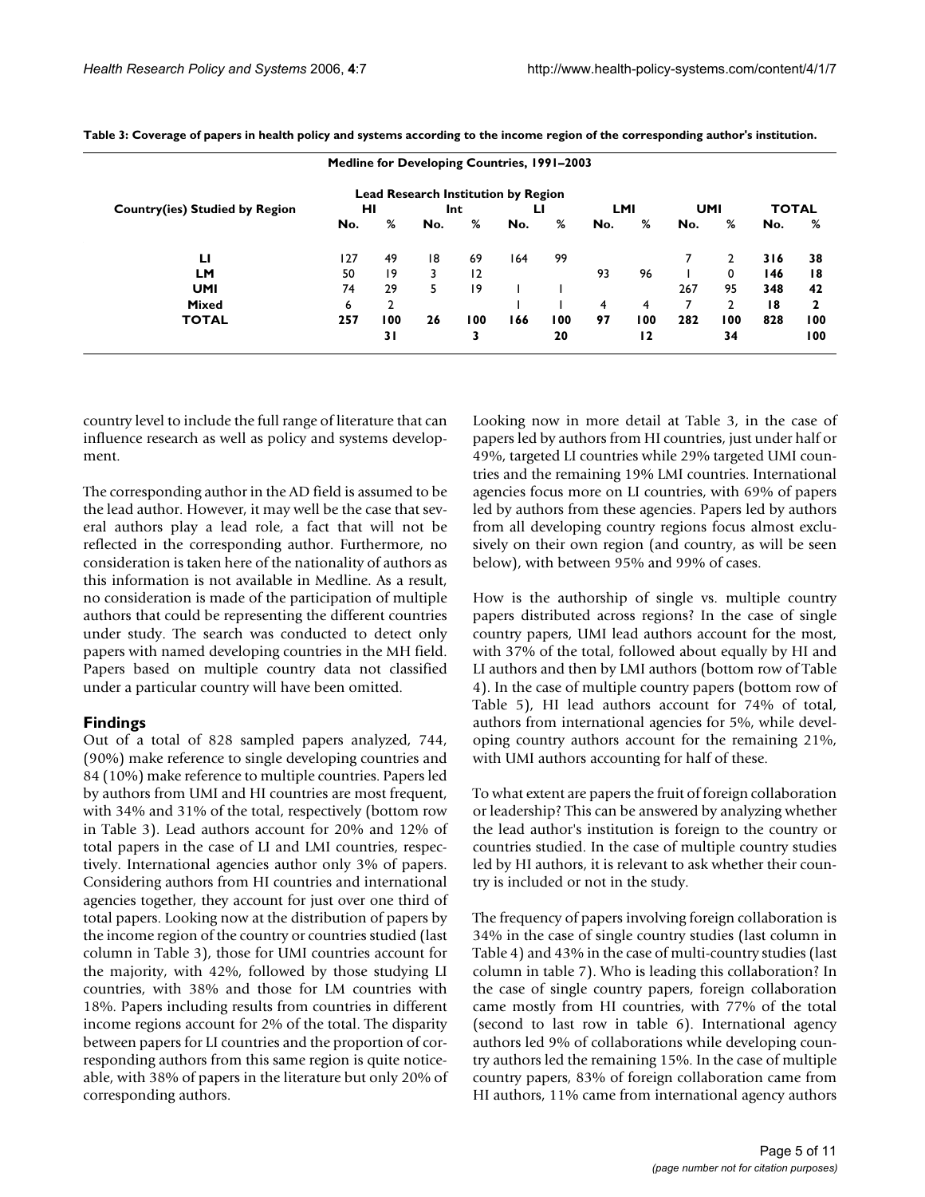**Table 3: Coverage of papers in health policy and systems according to the income region of the corresponding author's institution.**

| Medline for Developing Countries, 1991–2003 | | | | | | | | | | | | |
|---|---|---|---|---|---|---|---|---|---|---|---|---|
| | Lead Research Institution by Region | | | | | | | | | | | |
| Country(ies) Studied by Region | HI | | Int | | LI | | LMI | | UMI | | TOTAL | |
| | No. | % | No. | % | No. | % | No. | % | No. | % | No. | % |
| LI | 127 | 49 | 18 | 69 | 164 | 99 | | | 7 | 2 | 316 | 38 |
| LM | 50 | 19 | 3 | 12 | | | 93 | 96 | 1 | 0 | 146 | 18 |
| UMI | 74 | 29 | 5 | 19 | 1 | 1 | | | 267 | 95 | 348 | 42 |
| Mixed | 6 | 2 | | | 1 | 1 | 4 | 4 | 7 | 2 | 18 | 2 |
| TOTAL | 257 | 100 | 26 | 100 | 166 | 100 | 97 | 100 | 282 | 100 | 828 | 100 |
| | | 31 | | 3 | | 20 | | 12 | | 34 | | 100 |

country level to include the full range of literature that can influence research as well as policy and systems development.

The corresponding author in the AD field is assumed to be the lead author. However, it may well be the case that several authors play a lead role, a fact that will not be reflected in the corresponding author. Furthermore, no consideration is taken here of the nationality of authors as this information is not available in Medline. As a result, no consideration is made of the participation of multiple authors that could be representing the different countries under study. The search was conducted to detect only papers with named developing countries in the MH field. Papers based on multiple country data not classified under a particular country will have been omitted.

## Findings

Out of a total of 828 sampled papers analyzed, 744, (90%) make reference to single developing countries and 84 (10%) make reference to multiple countries. Papers led by authors from UMI and HI countries are most frequent, with 34% and 31% of the total, respectively (bottom row in Table 3). Lead authors account for 20% and 12% of total papers in the case of LI and LMI countries, respectively. International agencies author only 3% of papers. Considering authors from HI countries and international agencies together, they account for just over one third of total papers. Looking now at the distribution of papers by the income region of the country or countries studied (last column in Table 3), those for UMI countries account for the majority, with 42%, followed by those studying LI countries, with 38% and those for LM countries with 18%. Papers including results from countries in different income regions account for 2% of the total. The disparity between papers for LI countries and the proportion of corresponding authors from this same region is quite noticeable, with 38% of papers in the literature but only 20% of corresponding authors.

Looking now in more detail at Table 3, in the case of papers led by authors from HI countries, just under half or 49%, targeted LI countries while 29% targeted UMI countries and the remaining 19% LMI countries. International agencies focus more on LI countries, with 69% of papers led by authors from these agencies. Papers led by authors from all developing country regions focus almost exclusively on their own region (and country, as will be seen below), with between 95% and 99% of cases.

How is the authorship of single vs. multiple country papers distributed across regions? In the case of single country papers, UMI lead authors account for the most, with 37% of the total, followed about equally by HI and LI authors and then by LMI authors (bottom row of Table 4). In the case of multiple country papers (bottom row of Table 5), HI lead authors account for 74% of total, authors from international agencies for 5%, while developing country authors account for the remaining 21%, with UMI authors accounting for half of these.

To what extent are papers the fruit of foreign collaboration or leadership? This can be answered by analyzing whether the lead author's institution is foreign to the country or countries studied. In the case of multiple country studies led by HI authors, it is relevant to ask whether their country is included or not in the study.

The frequency of papers involving foreign collaboration is 34% in the case of single country studies (last column in Table 4) and 43% in the case of multi-country studies (last column in table 7). Who is leading this collaboration? In the case of single country papers, foreign collaboration came mostly from HI countries, with 77% of the total (second to last row in table 6). International agency authors led 9% of collaborations while developing country authors led the remaining 15%. In the case of multiple country papers, 83% of foreign collaboration came from HI authors, 11% came from international agency authors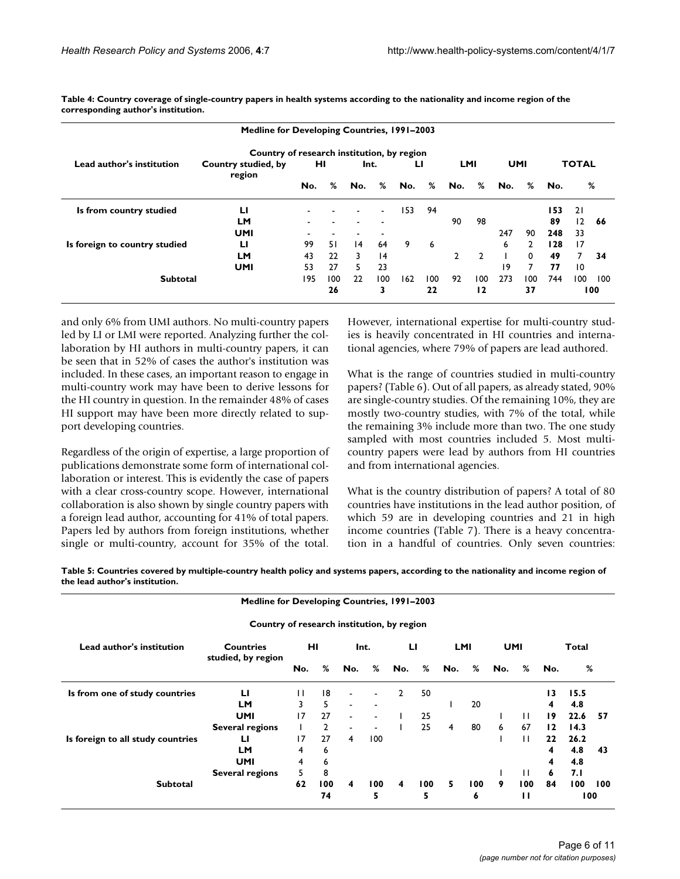**Table 4: Country coverage of single-country papers in health systems according to the nationality and income region of the corresponding author's institution.**

| Medline for Developing Countries, 1991–2003 | | | | | | | | | | | | | | | |
|---|---|---|---|---|---|---|---|---|---|---|---|---|---|---|---|
| | | Country of research institution, by region | | | | | | | | | | | | | |
| **Lead author's institution** | **Country studied, by region** | **HI** | | **Int.** | | **LI** | | **LMI** | | **UMI** | | **TOTAL** | | | |
| | | **No.** | **%** | **No.** | **%** | **No.** | **%** | **No.** | **%** | **No.** | **%** | **No.** | **%** | | |
| **Is from country studied** | **LI** | - | - | - | - | 153 | 94 | | | | | **153** | 21 | | |
| | **LM** | - | - | - | - | | | 90 | 98 | | | **89** | 12 | **66** | |
| | **UMI** | - | - | - | - | | | | | 247 | 90 | **248** | 33 | | |
| **Is foreign to country studied** | **LI** | 99 | 51 | 14 | 64 | 9 | 6 | | | 6 | 2 | **128** | 17 | | |
| | **LM** | 43 | 22 | 3 | 14 | | | 2 | 2 | 1 | 0 | **49** | 7 | **34** | |
| | **UMI** | 53 | 27 | 5 | 23 | | | | | 19 | 7 | **77** | 10 | | |
| **Subtotal** | | 195 | 100 | 22 | 100 | 162 | 100 | 92 | 100 | 273 | 100 | 744 | 100 | 100 | |
| | | | **26** | | **3** | | **22** | | **12** | | **37** | | **100** | | |

and only 6% from UMI authors. No multi-country papers led by LI or LMI were reported. Analyzing further the collaboration by HI authors in multi-country papers, it can be seen that in 52% of cases the author's institution was included. In these cases, an important reason to engage in multi-country work may have been to derive lessons for the HI country in question. In the remainder 48% of cases HI support may have been more directly related to support developing countries.

Regardless of the origin of expertise, a large proportion of publications demonstrate some form of international collaboration or interest. This is evidently the case of papers with a clear cross-country scope. However, international collaboration is also shown by single country papers with a foreign lead author, accounting for 41% of total papers. Papers led by authors from foreign institutions, whether single or multi-country, account for 35% of the total. However, international expertise for multi-country studies is heavily concentrated in HI countries and international agencies, where 79% of papers are lead authored.

What is the range of countries studied in multi-country papers? (Table 6). Out of all papers, as already stated, 90% are single-country studies. Of the remaining 10%, they are mostly two-country studies, with 7% of the total, while the remaining 3% include more than two. The one study sampled with most countries included 5. Most multi-country papers were lead by authors from HI countries and from international agencies.

What is the country distribution of papers? A total of 80 countries have institutions in the lead author position, of which 59 are in developing countries and 21 in high income countries (Table 7). There is a heavy concentration in a handful of countries. Only seven countries:

**Table 5: Countries covered by multiple-country health policy and systems papers, according to the nationality and income region of the lead author's institution.**

| Medline for Developing Countries, 1991–2003 | | | | | | | | | | | | | | |
|---|---|---|---|---|---|---|---|---|---|---|---|---|---|---|
| | | Country of research institution, by region | | | | | | | | | | | | |
| **Lead author's institution** | **Countries studied, by region** | **HI** | | **Int.** | | **LI** | | **LMI** | | **UMI** | | **Total** | | |
| | | **No.** | **%** | **No.** | **%** | **No.** | **%** | **No.** | **%** | **No.** | **%** | **No.** | **%** | |
| **Is from one of study countries** | **LI** | 11 | 18 | - | - | 2 | 50 | | | | | **13** | **15.5** | |
| | **LM** | 3 | 5 | - | - | | | 1 | 20 | | | **4** | **4.8** | |
| | **UMI** | 17 | 27 | - | - | 1 | 25 | | | 1 | 11 | **19** | **22.6** | **57** |
| | **Several regions** | 1 | 2 | - | - | 1 | 25 | 4 | 80 | 6 | 67 | **12** | **14.3** | |
| **Is foreign to all study countries** | **LI** | 17 | 27 | 4 | 100 | | | | | 1 | 11 | **22** | **26.2** | |
| | **LM** | 4 | 6 | | | | | | | | | **4** | **4.8** | **43** |
| | **UMI** | 4 | 6 | | | | | | | | | **4** | **4.8** | |
| | **Several regions** | 5 | 8 | | | | | | | 1 | 11 | **6** | **7.1** | |
| **Subtotal** | | **62** | **100** | **4** | **100** | **4** | **100** | **5** | **100** | **9** | **100** | **84** | **100** | **100** |
| | | | **74** | | **5** | | **5** | | **6** | | **11** | | **100** | |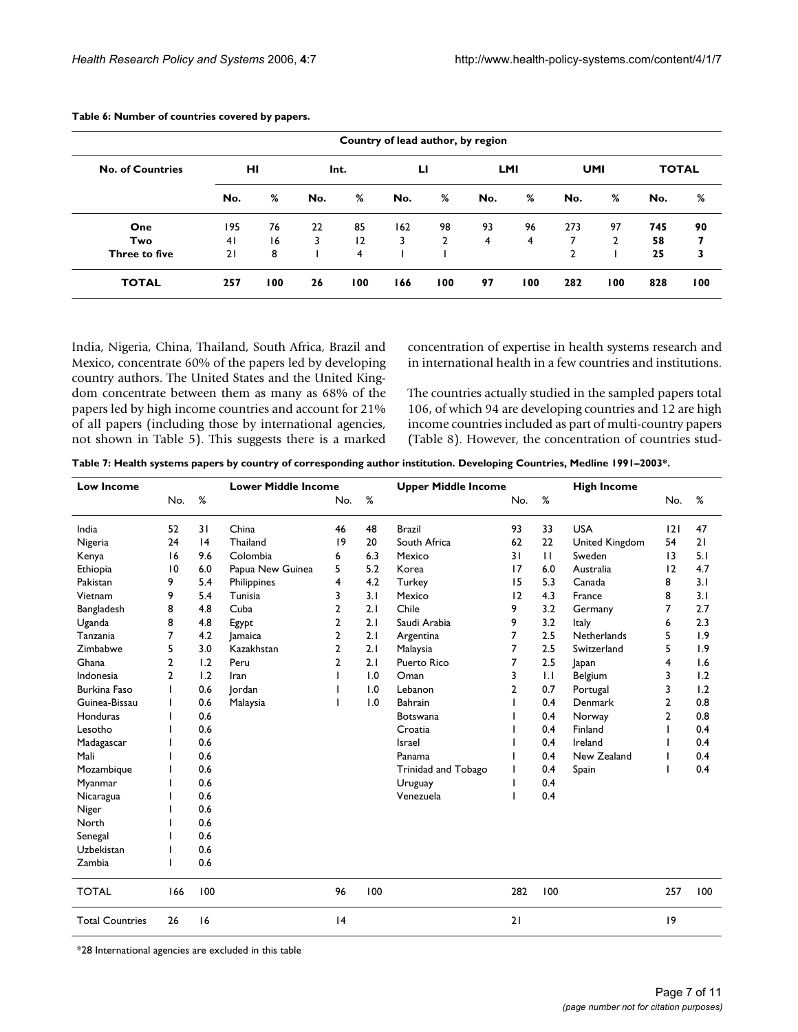**Table 6: Number of countries covered by papers.**

| No. of Countries | Country of lead author, by region | | | | | | | | | | | |
|---|---|---|---|---|---|---|---|---|---|---|---|---|
| | HI | | Int. | | LI | | LMI | | UMI | | TOTAL | |
| | No. | % | No. | % | No. | % | No. | % | No. | % | No. | % |
| One | 195 | 76 | 22 | 85 | 162 | 98 | 93 | 96 | 273 | 97 | **745** | **90** |
| Two | 41 | 16 | 3 | 12 | 3 | 2 | 4 | 4 | 7 | 2 | **58** | **7** |
| Three to five | 21 | 8 | 1 | 4 | 1 | 1 | | | 2 | 1 | **25** | **3** |
| **TOTAL** | **257** | **100** | **26** | **100** | **166** | **100** | **97** | **100** | **282** | **100** | **828** | **100** |

India, Nigeria, China, Thailand, South Africa, Brazil and Mexico, concentrate 60% of the papers led by developing country authors. The United States and the United Kingdom concentrate between them as many as 68% of the papers led by high income countries and account for 21% of all papers (including those by international agencies, not shown in Table 5). This suggests there is a marked concentration of expertise in health systems research and in international health in a few countries and institutions.

The countries actually studied in the sampled papers total 106, of which 94 are developing countries and 12 are high income countries included as part of multi-country papers (Table 8). However, the concentration of countries stud-

**Table 7: Health systems papers by country of corresponding author institution. Developing Countries, Medline 1991–2003*.**

| Low Income | No. | % | Lower Middle Income | No. | % | Upper Middle Income | No. | % | High Income | No. | % |
|---|---|---|---|---|---|---|---|---|---|---|---|
| India | 52 | 31 | China | 46 | 48 | Brazil | 93 | 33 | USA | 121 | 47 |
| Nigeria | 24 | 14 | Thailand | 19 | 20 | South Africa | 62 | 22 | United Kingdom | 54 | 21 |
| Kenya | 16 | 9.6 | Colombia | 6 | 6.3 | Mexico | 31 | 11 | Sweden | 13 | 5.1 |
| Ethiopia | 10 | 6.0 | Papua New Guinea | 5 | 5.2 | Korea | 17 | 6.0 | Australia | 12 | 4.7 |
| Pakistan | 9 | 5.4 | Philippines | 4 | 4.2 | Turkey | 15 | 5.3 | Canada | 8 | 3.1 |
| Vietnam | 9 | 5.4 | Tunisia | 3 | 3.1 | Mexico | 12 | 4.3 | France | 8 | 3.1 |
| Bangladesh | 8 | 4.8 | Cuba | 2 | 2.1 | Chile | 9 | 3.2 | Germany | 7 | 2.7 |
| Uganda | 8 | 4.8 | Egypt | 2 | 2.1 | Saudi Arabia | 9 | 3.2 | Italy | 6 | 2.3 |
| Tanzania | 7 | 4.2 | Jamaica | 2 | 2.1 | Argentina | 7 | 2.5 | Netherlands | 5 | 1.9 |
| Zimbabwe | 5 | 3.0 | Kazakhstan | 2 | 2.1 | Malaysia | 7 | 2.5 | Switzerland | 5 | 1.9 |
| Ghana | 2 | 1.2 | Peru | 2 | 2.1 | Puerto Rico | 7 | 2.5 | Japan | 4 | 1.6 |
| Indonesia | 2 | 1.2 | Iran | 1 | 1.0 | Oman | 3 | 1.1 | Belgium | 3 | 1.2 |
| Burkina Faso | 1 | 0.6 | Jordan | 1 | 1.0 | Lebanon | 2 | 0.7 | Portugal | 3 | 1.2 |
| Guinea-Bissau | 1 | 0.6 | Malaysia | 1 | 1.0 | Bahrain | 1 | 0.4 | Denmark | 2 | 0.8 |
| Honduras | 1 | 0.6 | | | | Botswana | 1 | 0.4 | Norway | 2 | 0.8 |
| Lesotho | 1 | 0.6 | | | | Croatia | 1 | 0.4 | Finland | 1 | 0.4 |
| Madagascar | 1 | 0.6 | | | | Israel | 1 | 0.4 | Ireland | 1 | 0.4 |
| Mali | 1 | 0.6 | | | | Panama | 1 | 0.4 | New Zealand | 1 | 0.4 |
| Mozambique | 1 | 0.6 | | | | Trinidad and Tobago | 1 | 0.4 | Spain | 1 | 0.4 |
| Myanmar | 1 | 0.6 | | | | Uruguay | 1 | 0.4 | | | |
| Nicaragua | 1 | 0.6 | | | | Venezuela | 1 | 0.4 | | | |
| Niger | 1 | 0.6 | | | | | | | | | |
| North | 1 | 0.6 | | | | | | | | | |
| Senegal | 1 | 0.6 | | | | | | | | | |
| Uzbekistan | 1 | 0.6 | | | | | | | | | |
| Zambia | 1 | 0.6 | | | | | | | | | |
| TOTAL | 166 | 100 | | 96 | 100 | | 282 | 100 | | 257 | 100 |
| Total Countries | 26 | 16 | | 14 | | | 21 | | | 19 | |

*28 International agencies are excluded in this table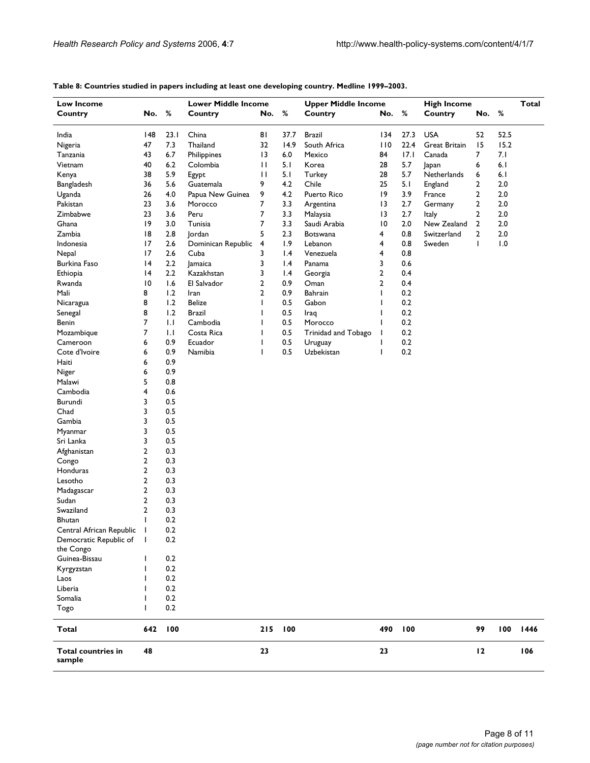**Table 8: Countries studied in papers including at least one developing country. Medline 1999–2003.**

| Low Income | | | Lower Middle Income | | | Upper Middle Income | | | High Income | | | Total |
|---|---|---|---|---|---|---|---|---|---|---|---|---|
| Country | No. | % | Country | No. | % | Country | No. | % | Country | No. | % | |
| India | 148 | 23.1 | China | 81 | 37.7 | Brazil | 134 | 27.3 | USA | 52 | 52.5 | |
| Nigeria | 47 | 7.3 | Thailand | 32 | 14.9 | South Africa | 110 | 22.4 | Great Britain | 15 | 15.2 | |
| Tanzania | 43 | 6.7 | Philippines | 13 | 6.0 | Mexico | 84 | 17.1 | Canada | 7 | 7.1 | |
| Vietnam | 40 | 6.2 | Colombia | 11 | 5.1 | Korea | 28 | 5.7 | Japan | 6 | 6.1 | |
| Kenya | 38 | 5.9 | Egypt | 11 | 5.1 | Turkey | 28 | 5.7 | Netherlands | 6 | 6.1 | |
| Bangladesh | 36 | 5.6 | Guatemala | 9 | 4.2 | Chile | 25 | 5.1 | England | 2 | 2.0 | |
| Uganda | 26 | 4.0 | Papua New Guinea | 9 | 4.2 | Puerto Rico | 19 | 3.9 | France | 2 | 2.0 | |
| Pakistan | 23 | 3.6 | Morocco | 7 | 3.3 | Argentina | 13 | 2.7 | Germany | 2 | 2.0 | |
| Zimbabwe | 23 | 3.6 | Peru | 7 | 3.3 | Malaysia | 13 | 2.7 | Italy | 2 | 2.0 | |
| Ghana | 19 | 3.0 | Tunisia | 7 | 3.3 | Saudi Arabia | 10 | 2.0 | New Zealand | 2 | 2.0 | |
| Zambia | 18 | 2.8 | Jordan | 5 | 2.3 | Botswana | 4 | 0.8 | Switzerland | 2 | 2.0 | |
| Indonesia | 17 | 2.6 | Dominican Republic | 4 | 1.9 | Lebanon | 4 | 0.8 | Sweden | 1 | 1.0 | |
| Nepal | 17 | 2.6 | Cuba | 3 | 1.4 | Venezuela | 4 | 0.8 | | | | |
| Burkina Faso | 14 | 2.2 | Jamaica | 3 | 1.4 | Panama | 3 | 0.6 | | | | |
| Ethiopia | 14 | 2.2 | Kazakhstan | 3 | 1.4 | Georgia | 2 | 0.4 | | | | |
| Rwanda | 10 | 1.6 | El Salvador | 2 | 0.9 | Oman | 2 | 0.4 | | | | |
| Mali | 8 | 1.2 | Iran | 2 | 0.9 | Bahrain | 1 | 0.2 | | | | |
| Nicaragua | 8 | 1.2 | Belize | 1 | 0.5 | Gabon | 1 | 0.2 | | | | |
| Senegal | 8 | 1.2 | Brazil | 1 | 0.5 | Iraq | 1 | 0.2 | | | | |
| Benin | 7 | 1.1 | Cambodia | 1 | 0.5 | Morocco | 1 | 0.2 | | | | |
| Mozambique | 7 | 1.1 | Costa Rica | 1 | 0.5 | Trinidad and Tobago | 1 | 0.2 | | | | |
| Cameroon | 6 | 0.9 | Ecuador | 1 | 0.5 | Uruguay | 1 | 0.2 | | | | |
| Cote d'Ivoire | 6 | 0.9 | Namibia | 1 | 0.5 | Uzbekistan | 1 | 0.2 | | | | |
| Haiti | 6 | 0.9 | | | | | | | | | | |
| Niger | 6 | 0.9 | | | | | | | | | | |
| Malawi | 5 | 0.8 | | | | | | | | | | |
| Cambodia | 4 | 0.6 | | | | | | | | | | |
| Burundi | 3 | 0.5 | | | | | | | | | | |
| Chad | 3 | 0.5 | | | | | | | | | | |
| Gambia | 3 | 0.5 | | | | | | | | | | |
| Myanmar | 3 | 0.5 | | | | | | | | | | |
| Sri Lanka | 3 | 0.5 | | | | | | | | | | |
| Afghanistan | 2 | 0.3 | | | | | | | | | | |
| Congo | 2 | 0.3 | | | | | | | | | | |
| Honduras | 2 | 0.3 | | | | | | | | | | |
| Lesotho | 2 | 0.3 | | | | | | | | | | |
| Madagascar | 2 | 0.3 | | | | | | | | | | |
| Sudan | 2 | 0.3 | | | | | | | | | | |
| Swaziland | 2 | 0.3 | | | | | | | | | | |
| Bhutan | 1 | 0.2 | | | | | | | | | | |
| Central African Republic | 1 | 0.2 | | | | | | | | | | |
| Democratic Republic of the Congo | 1 | 0.2 | | | | | | | | | | |
| Guinea-Bissau | 1 | 0.2 | | | | | | | | | | |
| Kyrgyzstan | 1 | 0.2 | | | | | | | | | | |
| Laos | 1 | 0.2 | | | | | | | | | | |
| Liberia | 1 | 0.2 | | | | | | | | | | |
| Somalia | 1 | 0.2 | | | | | | | | | | |
| Togo | 1 | 0.2 | | | | | | | | | | |
| **Total** | **642** | **100** | | **215** | **100** | | **490** | **100** | | **99** | **100** | **1446** |
| **Total countries in sample** | **48** | | | **23** | | | **23** | | | **12** | | **106** |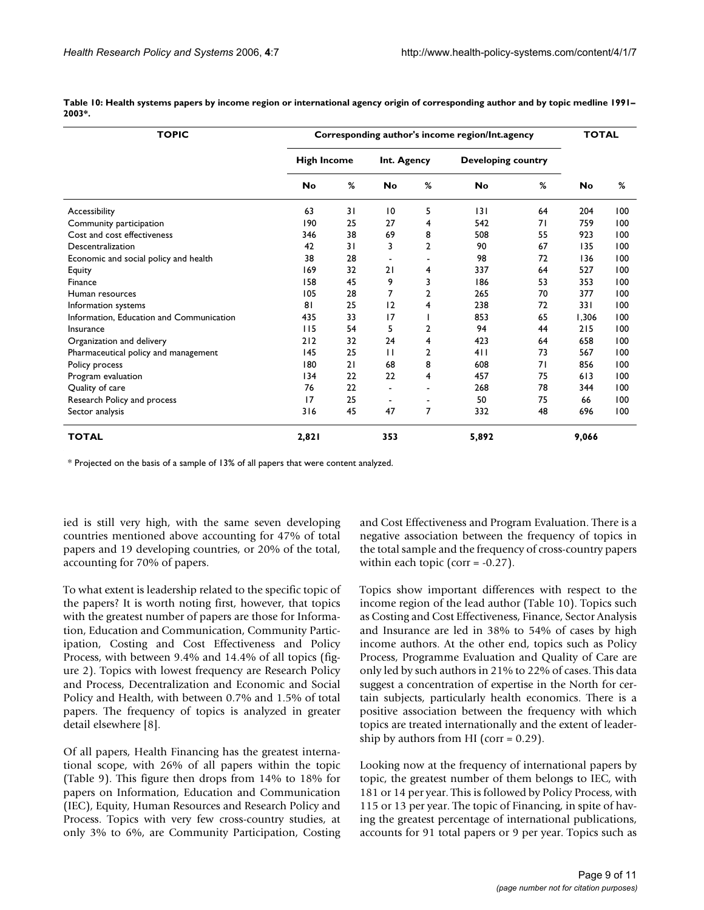**Table 10: Health systems papers by income region or international agency origin of corresponding author and by topic medline 1991–2003*.**

| TOPIC | Corresponding author's income region/Int.agency | | | | | | TOTAL | |
|---|---|---|---|---|---|---|---|---|
| | High Income | | Int. Agency | | Developing country | | | |
| | No | % | No | % | No | % | No | % |
| Accessibility | 63 | 31 | 10 | 5 | 131 | 64 | 204 | 100 |
| Community participation | 190 | 25 | 27 | 4 | 542 | 71 | 759 | 100 |
| Cost and cost effectiveness | 346 | 38 | 69 | 8 | 508 | 55 | 923 | 100 |
| Descentralization | 42 | 31 | 3 | 2 | 90 | 67 | 135 | 100 |
| Economic and social policy and health | 38 | 28 | - | - | 98 | 72 | 136 | 100 |
| Equity | 169 | 32 | 21 | 4 | 337 | 64 | 527 | 100 |
| Finance | 158 | 45 | 9 | 3 | 186 | 53 | 353 | 100 |
| Human resources | 105 | 28 | 7 | 2 | 265 | 70 | 377 | 100 |
| Information systems | 81 | 25 | 12 | 4 | 238 | 72 | 331 | 100 |
| Information, Education and Communication | 435 | 33 | 17 | 1 | 853 | 65 | 1,306 | 100 |
| Insurance | 115 | 54 | 5 | 2 | 94 | 44 | 215 | 100 |
| Organization and delivery | 212 | 32 | 24 | 4 | 423 | 64 | 658 | 100 |
| Pharmaceutical policy and management | 145 | 25 | 11 | 2 | 411 | 73 | 567 | 100 |
| Policy process | 180 | 21 | 68 | 8 | 608 | 71 | 856 | 100 |
| Program evaluation | 134 | 22 | 22 | 4 | 457 | 75 | 613 | 100 |
| Quality of care | 76 | 22 | - | - | 268 | 78 | 344 | 100 |
| Research Policy and process | 17 | 25 | - | - | 50 | 75 | 66 | 100 |
| Sector analysis | 316 | 45 | 47 | 7 | 332 | 48 | 696 | 100 |
| **TOTAL** | 2,821 | | 353 | | 5,892 | | 9,066 | |

* Projected on the basis of a sample of 13% of all papers that were content analyzed.

ied is still very high, with the same seven developing countries mentioned above accounting for 47% of total papers and 19 developing countries, or 20% of the total, accounting for 70% of papers.

To what extent is leadership related to the specific topic of the papers? It is worth noting first, however, that topics with the greatest number of papers are those for Information, Education and Communication, Community Participation, Costing and Cost Effectiveness and Policy Process, with between 9.4% and 14.4% of all topics (figure 2). Topics with lowest frequency are Research Policy and Process, Decentralization and Economic and Social Policy and Health, with between 0.7% and 1.5% of total papers. The frequency of topics is analyzed in greater detail elsewhere [8].

Of all papers, Health Financing has the greatest international scope, with 26% of all papers within the topic (Table 9). This figure then drops from 14% to 18% for papers on Information, Education and Communication (IEC), Equity, Human Resources and Research Policy and Process. Topics with very few cross-country studies, at only 3% to 6%, are Community Participation, Costing and Cost Effectiveness and Program Evaluation. There is a negative association between the frequency of topics in the total sample and the frequency of cross-country papers within each topic (corr = -0.27).

Topics show important differences with respect to the income region of the lead author (Table 10). Topics such as Costing and Cost Effectiveness, Finance, Sector Analysis and Insurance are led in 38% to 54% of cases by high income authors. At the other end, topics such as Policy Process, Programme Evaluation and Quality of Care are only led by such authors in 21% to 22% of cases. This data suggest a concentration of expertise in the North for certain subjects, particularly health economics. There is a positive association between the frequency with which topics are treated internationally and the extent of leadership by authors from HI (corr = 0.29).

Looking now at the frequency of international papers by topic, the greatest number of them belongs to IEC, with 181 or 14 per year. This is followed by Policy Process, with 115 or 13 per year. The topic of Financing, in spite of having the greatest percentage of international publications, accounts for 91 total papers or 9 per year. Topics such as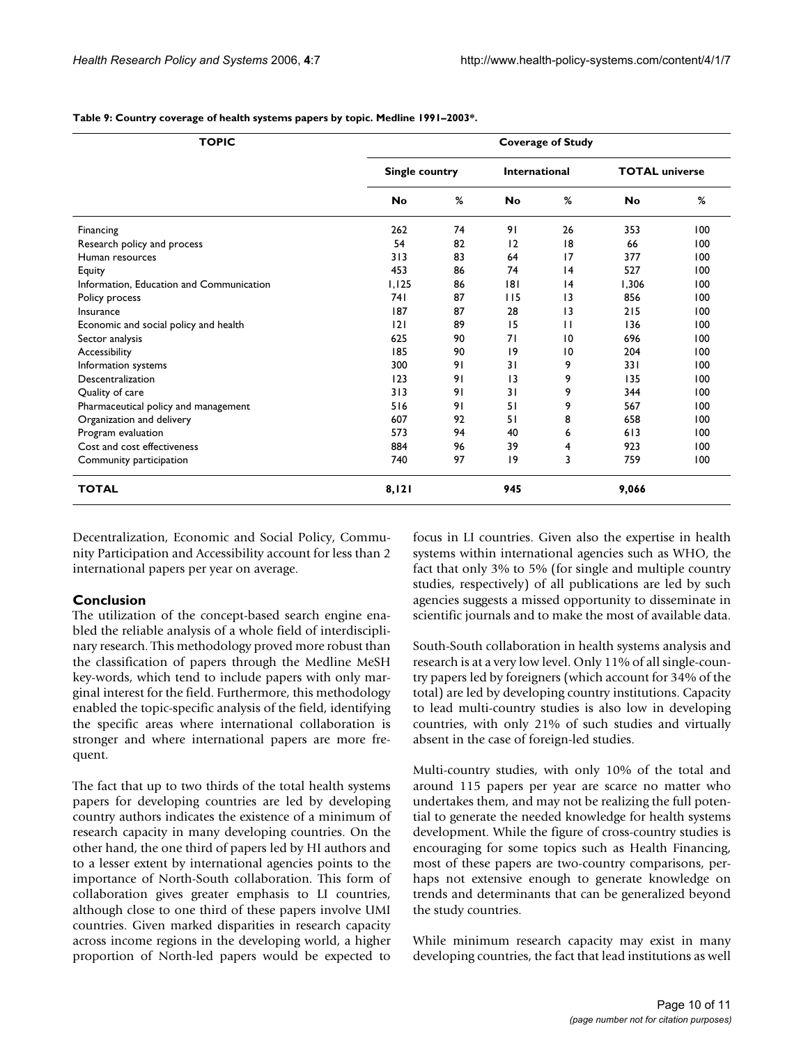**Table 9: Country coverage of health systems papers by topic. Medline 1991–2003*.**

| TOPIC | Coverage of Study | | | | | |
|---|---|---|---|---|---|---|
| | Single country | | International | | TOTAL universe | |
| | No | % | No | % | No | % |
| Financing | 262 | 74 | 91 | 26 | 353 | 100 |
| Research policy and process | 54 | 82 | 12 | 18 | 66 | 100 |
| Human resources | 313 | 83 | 64 | 17 | 377 | 100 |
| Equity | 453 | 86 | 74 | 14 | 527 | 100 |
| Information, Education and Communication | 1,125 | 86 | 181 | 14 | 1,306 | 100 |
| Policy process | 741 | 87 | 115 | 13 | 856 | 100 |
| Insurance | 187 | 87 | 28 | 13 | 215 | 100 |
| Economic and social policy and health | 121 | 89 | 15 | 11 | 136 | 100 |
| Sector analysis | 625 | 90 | 71 | 10 | 696 | 100 |
| Accessibility | 185 | 90 | 19 | 10 | 204 | 100 |
| Information systems | 300 | 91 | 31 | 9 | 331 | 100 |
| Descentralization | 123 | 91 | 13 | 9 | 135 | 100 |
| Quality of care | 313 | 91 | 31 | 9 | 344 | 100 |
| Pharmaceutical policy and management | 516 | 91 | 51 | 9 | 567 | 100 |
| Organization and delivery | 607 | 92 | 51 | 8 | 658 | 100 |
| Program evaluation | 573 | 94 | 40 | 6 | 613 | 100 |
| Cost and cost effectiveness | 884 | 96 | 39 | 4 | 923 | 100 |
| Community participation | 740 | 97 | 19 | 3 | 759 | 100 |
| **TOTAL** | **8,121** | | **945** | | **9,066** | |

Decentralization, Economic and Social Policy, Community Participation and Accessibility account for less than 2 international papers per year on average.

## Conclusion

The utilization of the concept-based search engine enabled the reliable analysis of a whole field of interdisciplinary research. This methodology proved more robust than the classification of papers through the Medline MeSH key-words, which tend to include papers with only marginal interest for the field. Furthermore, this methodology enabled the topic-specific analysis of the field, identifying the specific areas where international collaboration is stronger and where international papers are more frequent.

The fact that up to two thirds of the total health systems papers for developing countries are led by developing country authors indicates the existence of a minimum of research capacity in many developing countries. On the other hand, the one third of papers led by HI authors and to a lesser extent by international agencies points to the importance of North-South collaboration. This form of collaboration gives greater emphasis to LI countries, although close to one third of these papers involve UMI countries. Given marked disparities in research capacity across income regions in the developing world, a higher proportion of North-led papers would be expected to focus in LI countries. Given also the expertise in health systems within international agencies such as WHO, the fact that only 3% to 5% (for single and multiple country studies, respectively) of all publications are led by such agencies suggests a missed opportunity to disseminate in scientific journals and to make the most of available data.

South-South collaboration in health systems analysis and research is at a very low level. Only 11% of all single-country papers led by foreigners (which account for 34% of the total) are led by developing country institutions. Capacity to lead multi-country studies is also low in developing countries, with only 21% of such studies and virtually absent in the case of foreign-led studies.

Multi-country studies, with only 10% of the total and around 115 papers per year are scarce no matter who undertakes them, and may not be realizing the full potential to generate the needed knowledge for health systems development. While the figure of cross-country studies is encouraging for some topics such as Health Financing, most of these papers are two-country comparisons, perhaps not extensive enough to generate knowledge on trends and determinants that can be generalized beyond the study countries.

While minimum research capacity may exist in many developing countries, the fact that lead institutions as well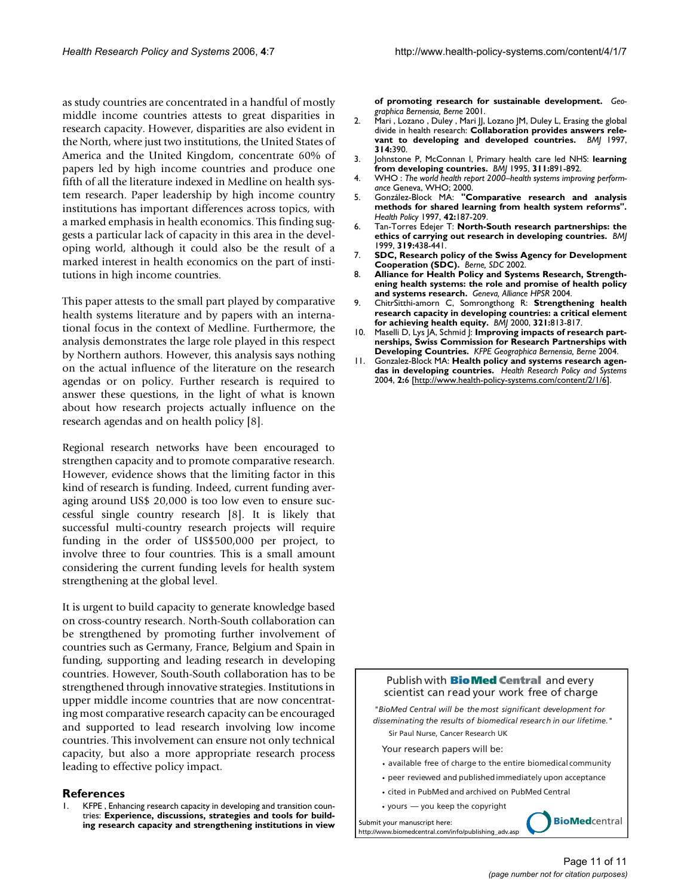as study countries are concentrated in a handful of mostly middle income countries attests to great disparities in research capacity. However, disparities are also evident in the North, where just two institutions, the United States of America and the United Kingdom, concentrate 60% of papers led by high income countries and produce one fifth of all the literature indexed in Medline on health system research. Paper leadership by high income country institutions has important differences across topics, with a marked emphasis in health economics. This finding suggests a particular lack of capacity in this area in the developing world, although it could also be the result of a marked interest in health economics on the part of institutions in high income countries.

This paper attests to the small part played by comparative health systems literature and by papers with an international focus in the context of Medline. Furthermore, the analysis demonstrates the large role played in this respect by Northern authors. However, this analysis says nothing on the actual influence of the literature on the research agendas or on policy. Further research is required to answer these questions, in the light of what is known about how research projects actually influence on the research agendas and on health policy [8].

Regional research networks have been encouraged to strengthen capacity and to promote comparative research. However, evidence shows that the limiting factor in this kind of research is funding. Indeed, current funding averaging around US$ 20,000 is too low even to ensure successful single country research [8]. It is likely that successful multi-country research projects will require funding in the order of US$500,000 per project, to involve three to four countries. This is a small amount considering the current funding levels for health system strengthening at the global level.

It is urgent to build capacity to generate knowledge based on cross-country research. North-South collaboration can be strengthened by promoting further involvement of countries such as Germany, France, Belgium and Spain in funding, supporting and leading research in developing countries. However, South-South collaboration has to be strengthened through innovative strategies. Institutions in upper middle income countries that are now concentrating most comparative research capacity can be encouraged and supported to lead research involving low income countries. This involvement can ensure not only technical capacity, but also a more appropriate research process leading to effective policy impact.

## References

1. KFPE , Enhancing research capacity in developing and transition countries: **Experience, discussions, strategies and tools for building research capacity and strengthening institutions in view of promoting research for sustainable development.** *Geographica Bernensia, Berne* 2001.
2. Mari , Lozano , Duley , Mari JJ, Lozano JM, Duley L, Erasing the global divide in health research: **Collaboration provides answers relevant to developing and developed countries.** *BMJ* 1997, **314:**390.
3. Johnstone P, McConnan I, Primary health care led NHS: **learning from developing countries.** *BMJ* 1995, **311:**891-892.
4. WHO : *The world health report 2000–health systems improving performance* Geneva, WHO; 2000.
5. González-Block MA: **"Comparative research and analysis methods for shared learning from health system reforms".** *Health Policy* 1997, **42:**187-209.
6. Tan-Torres Edejer T: **North-South research partnerships: the ethics of carrying out research in developing countries.** *BMJ* 1999, **319:**438-441.
7. **SDC, Research policy of the Swiss Agency for Development Cooperation (SDC).** *Berne, SDC* 2002.
8. **Alliance for Health Policy and Systems Research, Strengthening health systems: the role and promise of health policy and systems research.** *Geneva, Alliance HPSR* 2004.
9. ChitrSitthi-amorn C, Somrongthong R: **Strengthening health research capacity in developing countries: a critical element for achieving health equity.** *BMJ* 2000, **321:**813-817.
10. Maselli D, Lys JA, Schmid J: **Improving impacts of research partnerships, Swiss Commission for Research Partnerships with Developing Countries.** *KFPE Geographica Bernensia, Berne* 2004.
11. Gonzalez-Block MA: **Health policy and systems research agendas in developing countries.** *Health Research Policy and Systems* 2004, **2:6** [http://www.health-policy-systems.com/content/2/1/6].

Publish with **BioMed Central** and every scientist can read your work free of charge

*"BioMed Central will be the most significant development for disseminating the results of biomedical research in our lifetime."*
Sir Paul Nurse, Cancer Research UK

Your research papers will be:

- available free of charge to the entire biomedical community
- peer reviewed and published immediately upon acceptance
- cited in PubMed and archived on PubMed Central
- yours — you keep the copyright

Submit your manuscript here:
http://www.biomedcentral.com/info/publishing_adv.asp

BioMedcentral